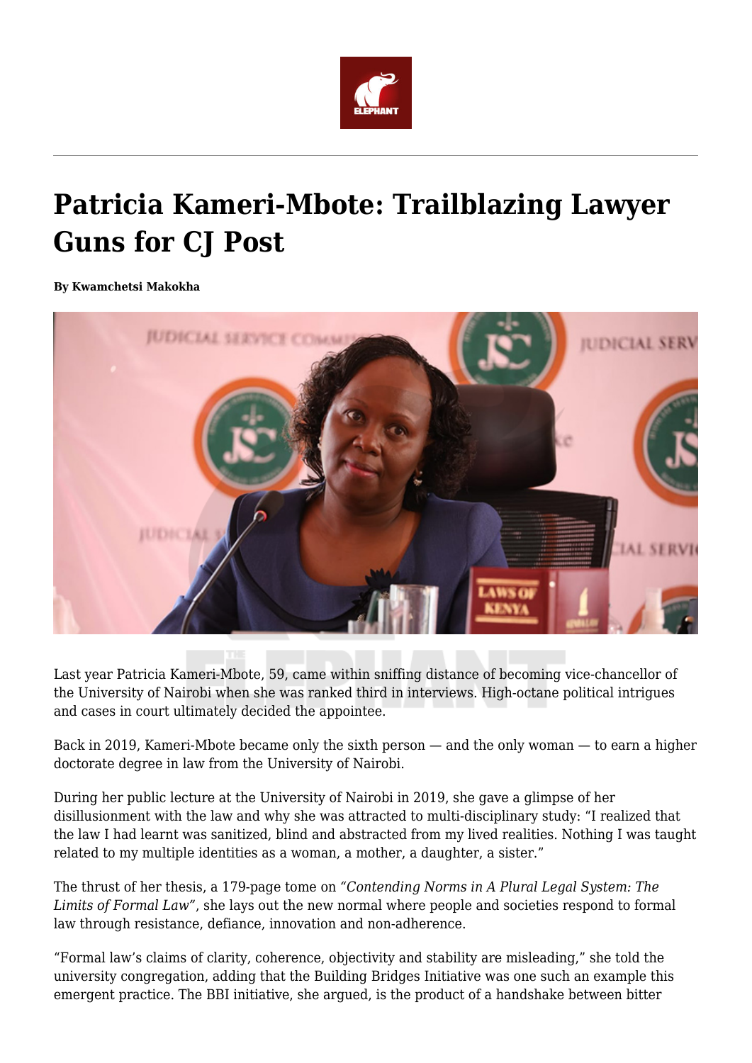# Patricia Kameri-Mbote: Trailblazing Lawyer Guns for CJ Post

**By Kwamchetsi Makokha**

Last year Patricia Kameri-Mbote, 59, came within sniffing distance of becoming vice-chancellor of the University of Nairobi when she was ranked third in interviews. High-octane political intrigues and cases in court ultimately decided the appointee.

Back in 2019, Kameri-Mbote became only the sixth person — and the only woman — to earn a higher doctorate degree in law from the University of Nairobi.

During her public lecture at the University of Nairobi in 2019, she gave a glimpse of her disillusionment with the law and why she was attracted to multi-disciplinary study: "I realized that the law I had learnt was sanitized, blind and abstracted from my lived realities. Nothing I was taught related to my multiple identities as a woman, a mother, a daughter, a sister."

The thrust of her thesis, a 179-page tome on *"Contending Norms in A Plural Legal System: The Limits of Formal Law"*, she lays out the new normal where people and societies respond to formal law through resistance, defiance, innovation and non-adherence.

"Formal law's claims of clarity, coherence, objectivity and stability are misleading," she told the university congregation, adding that the Building Bridges Initiative was one such an example this emergent practice. The BBI initiative, she argued, is the product of a handshake between bitter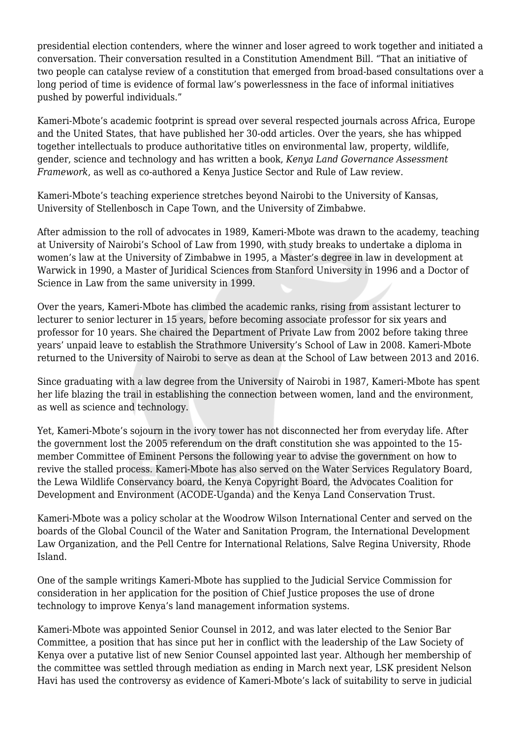presidential election contenders, where the winner and loser agreed to work together and initiated a conversation. Their conversation resulted in a Constitution Amendment Bill. “That an initiative of two people can catalyse review of a constitution that emerged from broad-based consultations over a long period of time is evidence of formal law’s powerlessness in the face of informal initiatives pushed by powerful individuals.”

Kameri-Mbote’s academic footprint is spread over several respected journals across Africa, Europe and the United States, that have published her 30-odd articles. Over the years, she has whipped together intellectuals to produce authoritative titles on environmental law, property, wildlife, gender, science and technology and has written a book, *Kenya Land Governance Assessment Framework*, as well as co-authored a Kenya Justice Sector and Rule of Law review.

Kameri-Mbote’s teaching experience stretches beyond Nairobi to the University of Kansas, University of Stellenbosch in Cape Town, and the University of Zimbabwe.

After admission to the roll of advocates in 1989, Kameri-Mbote was drawn to the academy, teaching at University of Nairobi’s School of Law from 1990, with study breaks to undertake a diploma in women’s law at the University of Zimbabwe in 1995, a Master’s degree in law in development at Warwick in 1990, a Master of Juridical Sciences from Stanford University in 1996 and a Doctor of Science in Law from the same university in 1999.

Over the years, Kameri-Mbote has climbed the academic ranks, rising from assistant lecturer to lecturer to senior lecturer in 15 years, before becoming associate professor for six years and professor for 10 years. She chaired the Department of Private Law from 2002 before taking three years’ unpaid leave to establish the Strathmore University’s School of Law in 2008. Kameri-Mbote returned to the University of Nairobi to serve as dean at the School of Law between 2013 and 2016.

Since graduating with a law degree from the University of Nairobi in 1987, Kameri-Mbote has spent her life blazing the trail in establishing the connection between women, land and the environment, as well as science and technology.

Yet, Kameri-Mbote’s sojourn in the ivory tower has not disconnected her from everyday life. After the government lost the 2005 referendum on the draft constitution she was appointed to the 15-member Committee of Eminent Persons the following year to advise the government on how to revive the stalled process. Kameri-Mbote has also served on the Water Services Regulatory Board, the Lewa Wildlife Conservancy board, the Kenya Copyright Board, the Advocates Coalition for Development and Environment (ACODE-Uganda) and the Kenya Land Conservation Trust.

Kameri-Mbote was a policy scholar at the Woodrow Wilson International Center and served on the boards of the Global Council of the Water and Sanitation Program, the International Development Law Organization, and the Pell Centre for International Relations, Salve Regina University, Rhode Island.

One of the sample writings Kameri-Mbote has supplied to the Judicial Service Commission for consideration in her application for the position of Chief Justice proposes the use of drone technology to improve Kenya’s land management information systems.

Kameri-Mbote was appointed Senior Counsel in 2012, and was later elected to the Senior Bar Committee, a position that has since put her in conflict with the leadership of the Law Society of Kenya over a putative list of new Senior Counsel appointed last year. Although her membership of the committee was settled through mediation as ending in March next year, LSK president Nelson Havi has used the controversy as evidence of Kameri-Mbote’s lack of suitability to serve in judicial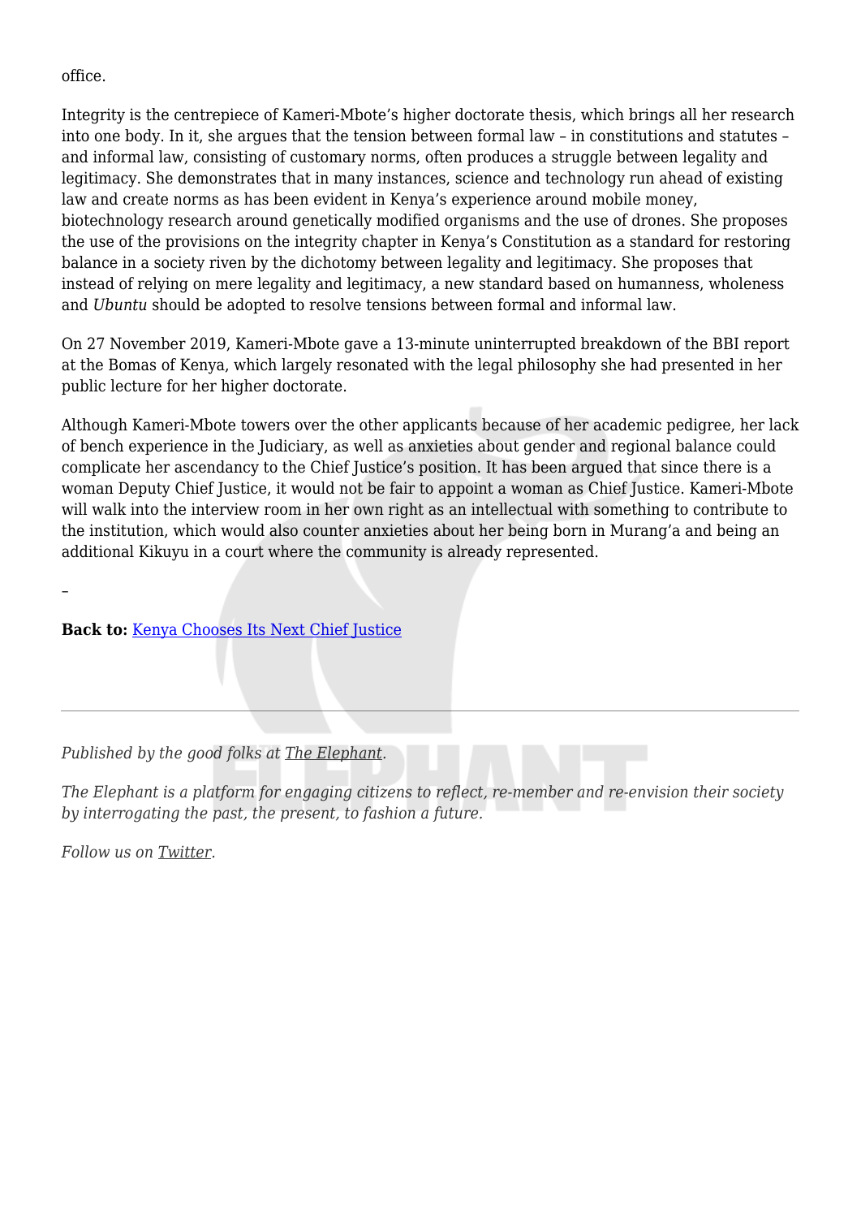office.

Integrity is the centrepiece of Kameri-Mbote's higher doctorate thesis, which brings all her research into one body. In it, she argues that the tension between formal law – in constitutions and statutes – and informal law, consisting of customary norms, often produces a struggle between legality and legitimacy. She demonstrates that in many instances, science and technology run ahead of existing law and create norms as has been evident in Kenya's experience around mobile money, biotechnology research around genetically modified organisms and the use of drones. She proposes the use of the provisions on the integrity chapter in Kenya's Constitution as a standard for restoring balance in a society riven by the dichotomy between legality and legitimacy. She proposes that instead of relying on mere legality and legitimacy, a new standard based on humanness, wholeness and *Ubuntu* should be adopted to resolve tensions between formal and informal law.

On 27 November 2019, Kameri-Mbote gave a 13-minute uninterrupted breakdown of the BBI report at the Bomas of Kenya, which largely resonated with the legal philosophy she had presented in her public lecture for her higher doctorate.

Although Kameri-Mbote towers over the other applicants because of her academic pedigree, her lack of bench experience in the Judiciary, as well as anxieties about gender and regional balance could complicate her ascendancy to the Chief Justice's position. It has been argued that since there is a woman Deputy Chief Justice, it would not be fair to appoint a woman as Chief Justice. Kameri-Mbote will walk into the interview room in her own right as an intellectual with something to contribute to the institution, which would also counter anxieties about her being born in Murang'a and being an additional Kikuyu in a court where the community is already represented.

–

**Back to:** Kenya Chooses Its Next Chief Justice

---

*Published by the good folks at The Elephant.*

*The Elephant is a platform for engaging citizens to reflect, re-member and re-envision their society by interrogating the past, the present, to fashion a future.*

*Follow us on Twitter.*